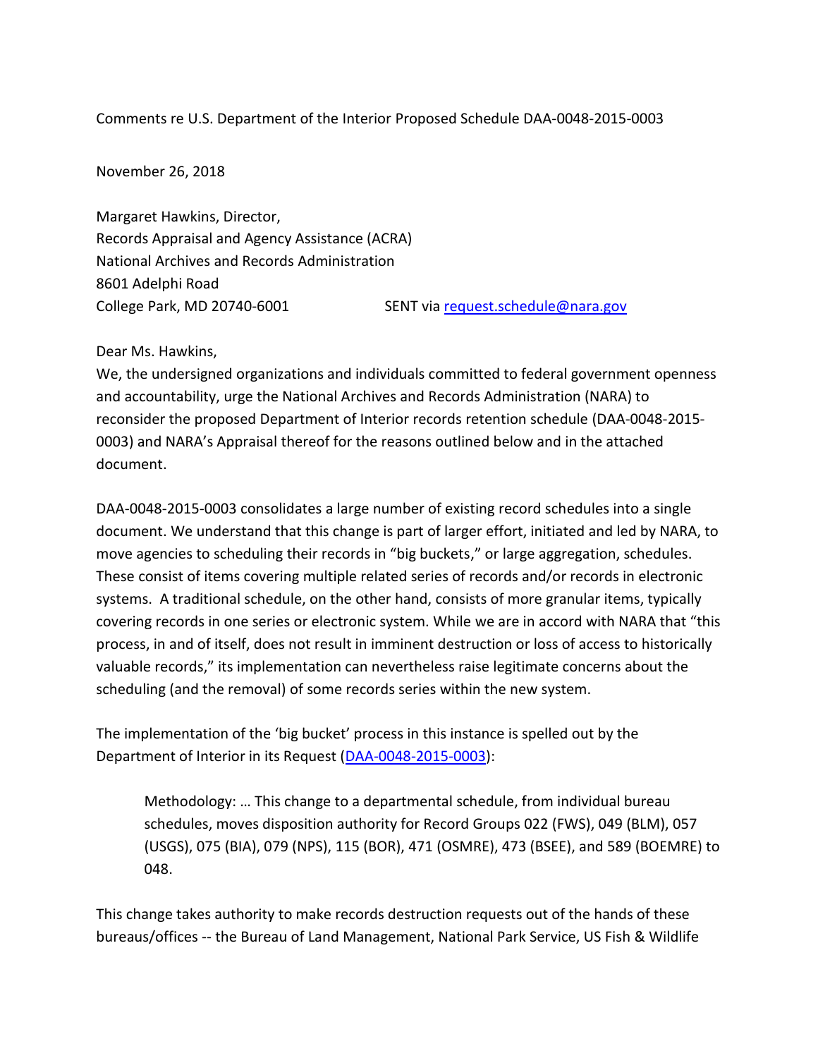Comments re U.S. Department of the Interior Proposed Schedule DAA-0048-2015-0003

November 26, 2018

Margaret Hawkins, Director,
Records Appraisal and Agency Assistance (ACRA)
National Archives and Records Administration
8601 Adelphi Road
College Park, MD 20740-6001 SENT via [request.schedule@nara.gov](mailto:request.schedule@nara.gov)

Dear Ms. Hawkins,

We, the undersigned organizations and individuals committed to federal government openness and accountability, urge the National Archives and Records Administration (NARA) to reconsider the proposed Department of Interior records retention schedule (DAA-0048-2015-0003) and NARA's Appraisal thereof for the reasons outlined below and in the attached document.

DAA-0048-2015-0003 consolidates a large number of existing record schedules into a single document. We understand that this change is part of larger effort, initiated and led by NARA, to move agencies to scheduling their records in "big buckets," or large aggregation, schedules. These consist of items covering multiple related series of records and/or records in electronic systems. A traditional schedule, on the other hand, consists of more granular items, typically covering records in one series or electronic system. While we are in accord with NARA that "this process, in and of itself, does not result in imminent destruction or loss of access to historically valuable records," its implementation can nevertheless raise legitimate concerns about the scheduling (and the removal) of some records series within the new system.

The implementation of the 'big bucket' process in this instance is spelled out by the Department of Interior in its Request (DAA-0048-2015-0003):

> Methodology: … This change to a departmental schedule, from individual bureau schedules, moves disposition authority for Record Groups 022 (FWS), 049 (BLM), 057 (USGS), 075 (BIA), 079 (NPS), 115 (BOR), 471 (OSMRE), 473 (BSEE), and 589 (BOEMRE) to 048.

This change takes authority to make records destruction requests out of the hands of these bureaus/offices -- the Bureau of Land Management, National Park Service, US Fish & Wildlife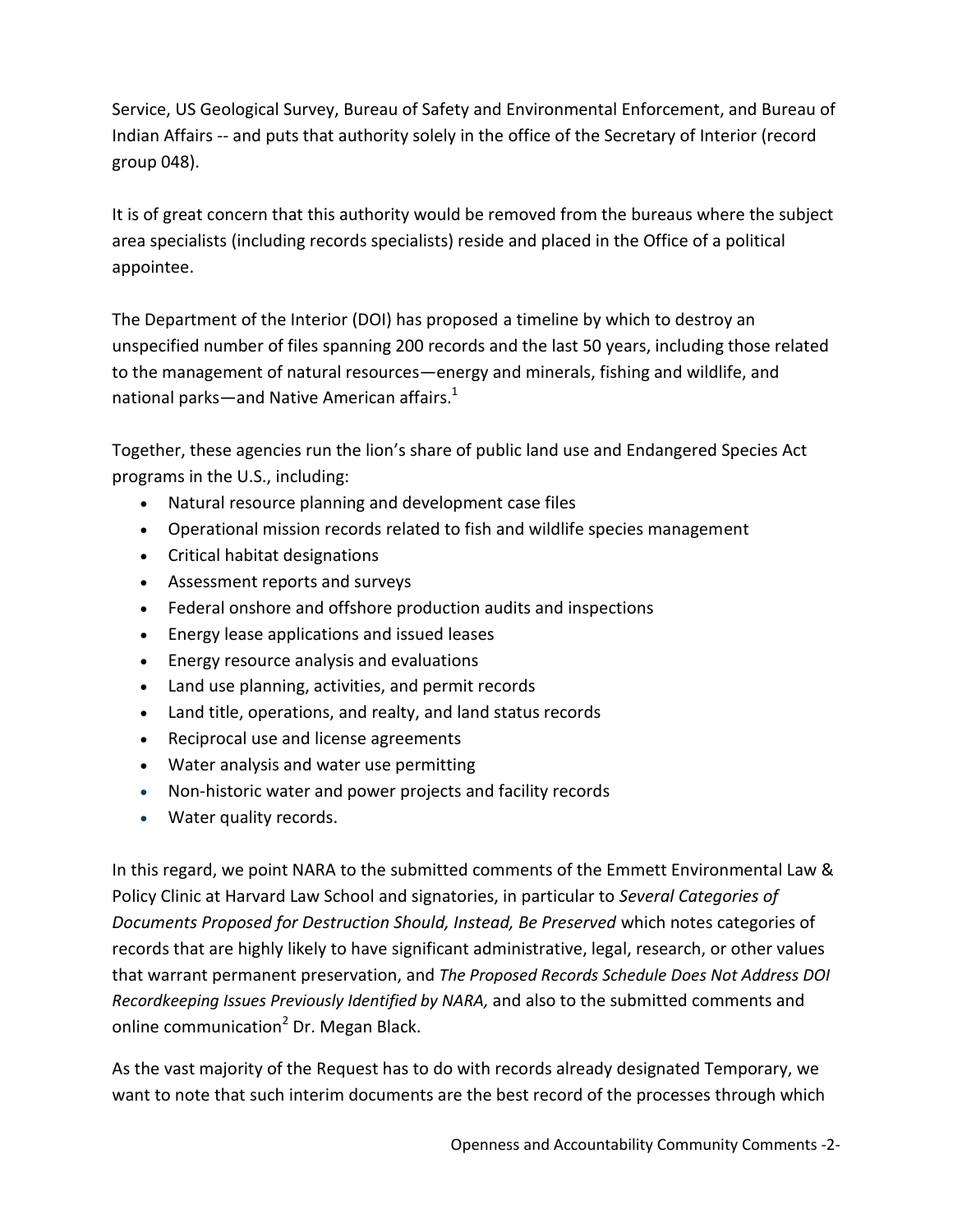Service, US Geological Survey, Bureau of Safety and Environmental Enforcement, and Bureau of Indian Affairs -- and puts that authority solely in the office of the Secretary of Interior (record group 048).

It is of great concern that this authority would be removed from the bureaus where the subject area specialists (including records specialists) reside and placed in the Office of a political appointee.

The Department of the Interior (DOI) has proposed a timeline by which to destroy an unspecified number of files spanning 200 records and the last 50 years, including those related to the management of natural resources—energy and minerals, fishing and wildlife, and national parks—and Native American affairs.[1]

Together, these agencies run the lion's share of public land use and Endangered Species Act programs in the U.S., including:

- Natural resource planning and development case files
- Operational mission records related to fish and wildlife species management
- Critical habitat designations
- Assessment reports and surveys
- Federal onshore and offshore production audits and inspections
- Energy lease applications and issued leases
- Energy resource analysis and evaluations
- Land use planning, activities, and permit records
- Land title, operations, and realty, and land status records
- Reciprocal use and license agreements
- Water analysis and water use permitting
- Non-historic water and power projects and facility records
- Water quality records.

In this regard, we point NARA to the submitted comments of the Emmett Environmental Law & Policy Clinic at Harvard Law School and signatories, in particular to *Several Categories of Documents Proposed for Destruction Should, Instead, Be Preserved* which notes categories of records that are highly likely to have significant administrative, legal, research, or other values that warrant permanent preservation, and *The Proposed Records Schedule Does Not Address DOI Recordkeeping Issues Previously Identified by NARA,* and also to the submitted comments and online communication[2] Dr. Megan Black.

As the vast majority of the Request has to do with records already designated Temporary, we want to note that such interim documents are the best record of the processes through which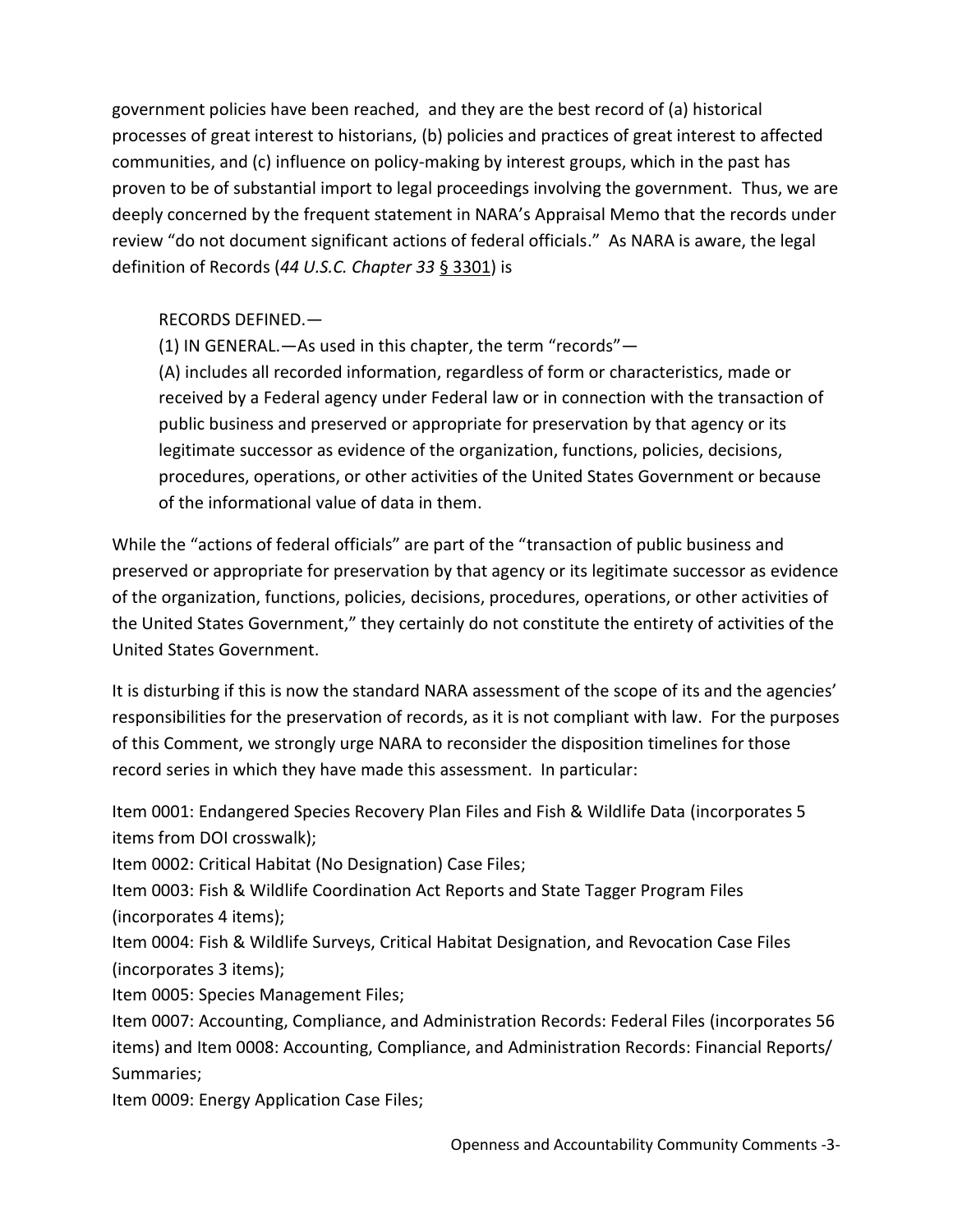government policies have been reached, and they are the best record of (a) historical processes of great interest to historians, (b) policies and practices of great interest to affected communities, and (c) influence on policy-making by interest groups, which in the past has proven to be of substantial import to legal proceedings involving the government. Thus, we are deeply concerned by the frequent statement in NARA's Appraisal Memo that the records under review "do not document significant actions of federal officials." As NARA is aware, the legal definition of Records (*44 U.S.C. Chapter 33* § 3301) is

> RECORDS DEFINED.—
>
> (1) IN GENERAL.—As used in this chapter, the term "records"—
>
> (A) includes all recorded information, regardless of form or characteristics, made or received by a Federal agency under Federal law or in connection with the transaction of public business and preserved or appropriate for preservation by that agency or its legitimate successor as evidence of the organization, functions, policies, decisions, procedures, operations, or other activities of the United States Government or because of the informational value of data in them.

While the "actions of federal officials" are part of the "transaction of public business and preserved or appropriate for preservation by that agency or its legitimate successor as evidence of the organization, functions, policies, decisions, procedures, operations, or other activities of the United States Government," they certainly do not constitute the entirety of activities of the United States Government.

It is disturbing if this is now the standard NARA assessment of the scope of its and the agencies' responsibilities for the preservation of records, as it is not compliant with law. For the purposes of this Comment, we strongly urge NARA to reconsider the disposition timelines for those record series in which they have made this assessment. In particular:

Item 0001: Endangered Species Recovery Plan Files and Fish & Wildlife Data (incorporates 5 items from DOI crosswalk);
Item 0002: Critical Habitat (No Designation) Case Files;
Item 0003: Fish & Wildlife Coordination Act Reports and State Tagger Program Files (incorporates 4 items);
Item 0004: Fish & Wildlife Surveys, Critical Habitat Designation, and Revocation Case Files (incorporates 3 items);
Item 0005: Species Management Files;
Item 0007: Accounting, Compliance, and Administration Records: Federal Files (incorporates 56 items) and Item 0008: Accounting, Compliance, and Administration Records: Financial Reports/ Summaries;
Item 0009: Energy Application Case Files;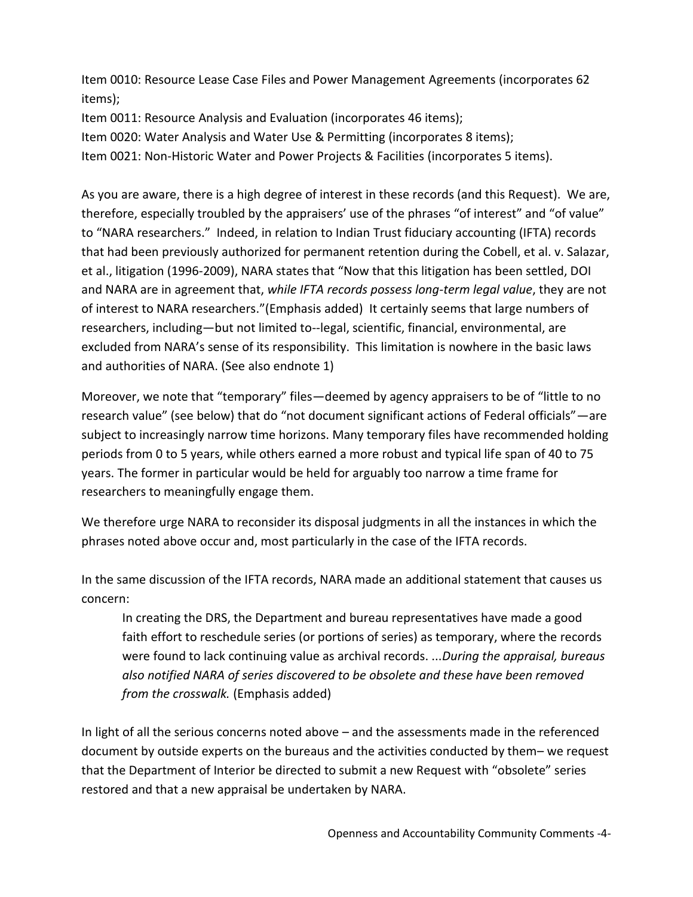Item 0010: Resource Lease Case Files and Power Management Agreements (incorporates 62 items);
Item 0011: Resource Analysis and Evaluation (incorporates 46 items);
Item 0020: Water Analysis and Water Use & Permitting (incorporates 8 items);
Item 0021: Non-Historic Water and Power Projects & Facilities (incorporates 5 items).

As you are aware, there is a high degree of interest in these records (and this Request). We are, therefore, especially troubled by the appraisers' use of the phrases "of interest" and "of value" to "NARA researchers." Indeed, in relation to Indian Trust fiduciary accounting (IFTA) records that had been previously authorized for permanent retention during the Cobell, et al. v. Salazar, et al., litigation (1996-2009), NARA states that "Now that this litigation has been settled, DOI and NARA are in agreement that, *while IFTA records possess long-term legal value*, they are not of interest to NARA researchers."(Emphasis added) It certainly seems that large numbers of researchers, including—but not limited to--legal, scientific, financial, environmental, are excluded from NARA's sense of its responsibility. This limitation is nowhere in the basic laws and authorities of NARA. (See also endnote 1)

Moreover, we note that "temporary" files—deemed by agency appraisers to be of "little to no research value" (see below) that do "not document significant actions of Federal officials"—are subject to increasingly narrow time horizons. Many temporary files have recommended holding periods from 0 to 5 years, while others earned a more robust and typical life span of 40 to 75 years. The former in particular would be held for arguably too narrow a time frame for researchers to meaningfully engage them.

We therefore urge NARA to reconsider its disposal judgments in all the instances in which the phrases noted above occur and, most particularly in the case of the IFTA records.

In the same discussion of the IFTA records, NARA made an additional statement that causes us concern:

> In creating the DRS, the Department and bureau representatives have made a good faith effort to reschedule series (or portions of series) as temporary, where the records were found to lack continuing value as archival records. ...*During the appraisal, bureaus also notified NARA of series discovered to be obsolete and these have been removed from the crosswalk.* (Emphasis added)

In light of all the serious concerns noted above – and the assessments made in the referenced document by outside experts on the bureaus and the activities conducted by them– we request that the Department of Interior be directed to submit a new Request with "obsolete" series restored and that a new appraisal be undertaken by NARA.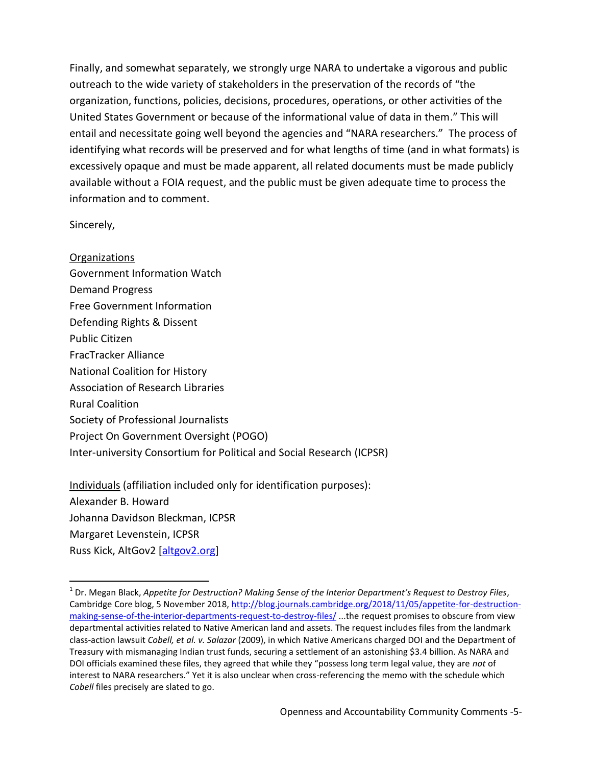Finally, and somewhat separately, we strongly urge NARA to undertake a vigorous and public outreach to the wide variety of stakeholders in the preservation of the records of "the organization, functions, policies, decisions, procedures, operations, or other activities of the United States Government or because of the informational value of data in them." This will entail and necessitate going well beyond the agencies and "NARA researchers." The process of identifying what records will be preserved and for what lengths of time (and in what formats) is excessively opaque and must be made apparent, all related documents must be made publicly available without a FOIA request, and the public must be given adequate time to process the information and to comment.

Sincerely,

<u>Organizations</u>
Government Information Watch
Demand Progress
Free Government Information
Defending Rights & Dissent
Public Citizen
FracTracker Alliance
National Coalition for History
Association of Research Libraries
Rural Coalition
Society of Professional Journalists
Project On Government Oversight (POGO)
Inter-university Consortium for Political and Social Research (ICPSR)

<u>Individuals</u> (affiliation included only for identification purposes):
Alexander B. Howard
Johanna Davidson Bleckman, ICPSR
Margaret Levenstein, ICPSR
Russ Kick, AltGov2 [altgov2.org]

---

[1] Dr. Megan Black, *Appetite for Destruction? Making Sense of the Interior Department's Request to Destroy Files*, Cambridge Core blog, 5 November 2018, http://blog.journals.cambridge.org/2018/11/05/appetite-for-destruction-making-sense-of-the-interior-departments-request-to-destroy-files/ ...the request promises to obscure from view departmental activities related to Native American land and assets. The request includes files from the landmark class-action lawsuit *Cobell, et al. v. Salazar* (2009), in which Native Americans charged DOI and the Department of Treasury with mismanaging Indian trust funds, securing a settlement of an astonishing $3.4 billion. As NARA and DOI officials examined these files, they agreed that while they "possess long term legal value, they are *not* of interest to NARA researchers." Yet it is also unclear when cross-referencing the memo with the schedule which *Cobell* files precisely are slated to go.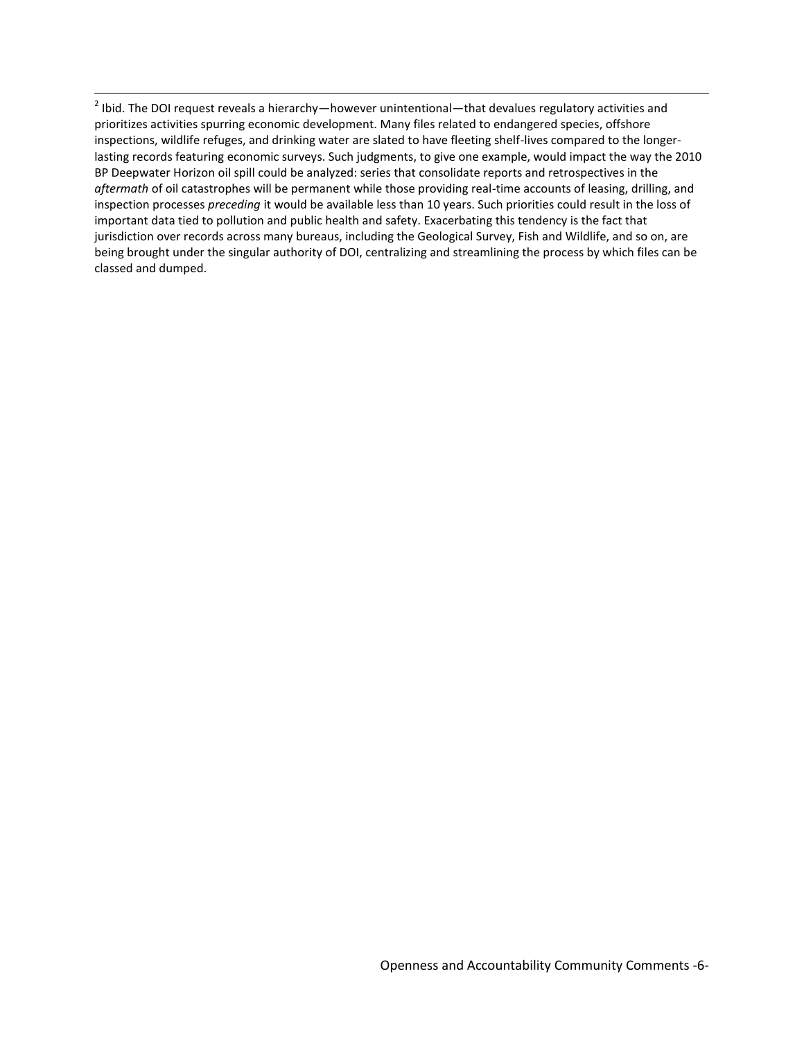[2] Ibid. The DOI request reveals a hierarchy—however unintentional—that devalues regulatory activities and prioritizes activities spurring economic development. Many files related to endangered species, offshore inspections, wildlife refuges, and drinking water are slated to have fleeting shelf-lives compared to the longer-lasting records featuring economic surveys. Such judgments, to give one example, would impact the way the 2010 BP Deepwater Horizon oil spill could be analyzed: series that consolidate reports and retrospectives in the *aftermath* of oil catastrophes will be permanent while those providing real-time accounts of leasing, drilling, and inspection processes *preceding* it would be available less than 10 years. Such priorities could result in the loss of important data tied to pollution and public health and safety. Exacerbating this tendency is the fact that jurisdiction over records across many bureaus, including the Geological Survey, Fish and Wildlife, and so on, are being brought under the singular authority of DOI, centralizing and streamlining the process by which files can be classed and dumped.